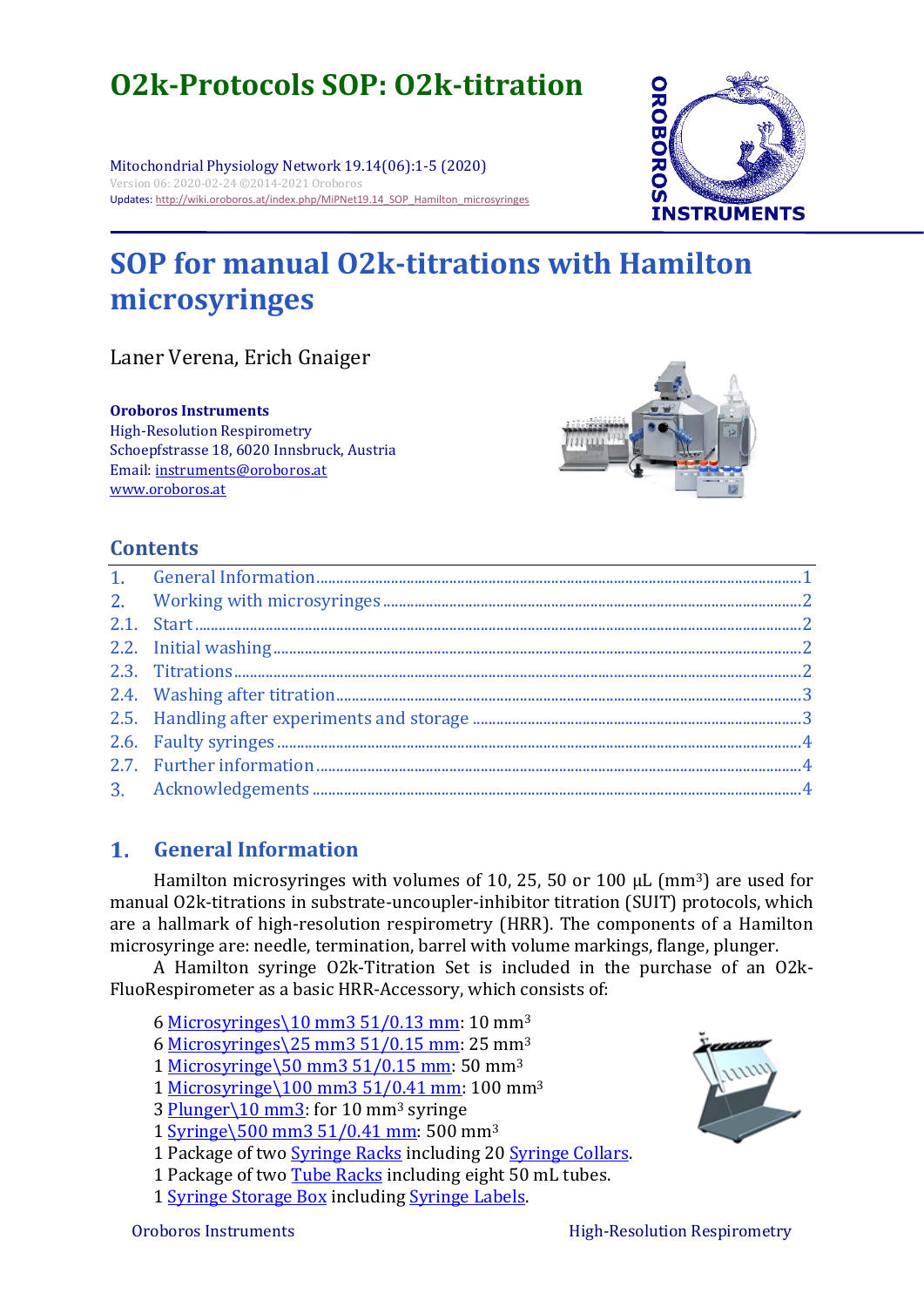# O2k-Protocols SOP: O2k-titration

Mitochondrial Physiology Network 19.14(06):1-5 (2020)

Version 06: 2020-02-24 ©2014-2021 Oroboros

Updates: http://wiki.oroboros.at/index.php/MiPNet19.14_SOP_Hamilton_microsyringes

# SOP for manual O2k-titrations with Hamilton microsyringes

Laner Verena, Erich Gnaiger

**Oroboros Instruments**
High-Resolution Respirometry
Schoepfstrasse 18, 6020 Innsbruck, Austria
Email: instruments@oroboros.at
www.oroboros.at

## Contents

1. General Information ... 1
2. Working with microsyringes ... 2
2.1. Start ... 2
2.2. Initial washing ... 2
2.3. Titrations ... 2
2.4. Washing after titration ... 3
2.5. Handling after experiments and storage ... 3
2.6. Faulty syringes ... 4
2.7. Further information ... 4
3. Acknowledgements ... 4

## 1. General Information

Hamilton microsyringes with volumes of 10, 25, 50 or 100 µL (mm³) are used for manual O2k-titrations in substrate-uncoupler-inhibitor titration (SUIT) protocols, which are a hallmark of high-resolution respirometry (HRR). The components of a Hamilton microsyringe are: needle, termination, barrel with volume markings, flange, plunger.

A Hamilton syringe O2k-Titration Set is included in the purchase of an O2k-FluoRespirometer as a basic HRR-Accessory, which consists of:

6 Microsyringes\10 mm3 51/0.13 mm: 10 mm³
6 Microsyringes\25 mm3 51/0.15 mm: 25 mm³
1 Microsyringe\50 mm3 51/0.15 mm: 50 mm³
1 Microsyringe\100 mm3 51/0.41 mm: 100 mm³
3 Plunger\10 mm3: for 10 mm³ syringe
1 Syringe\500 mm3 51/0.41 mm: 500 mm³
1 Package of two Syringe Racks including 20 Syringe Collars.
1 Package of two Tube Racks including eight 50 mL tubes.
1 Syringe Storage Box including Syringe Labels.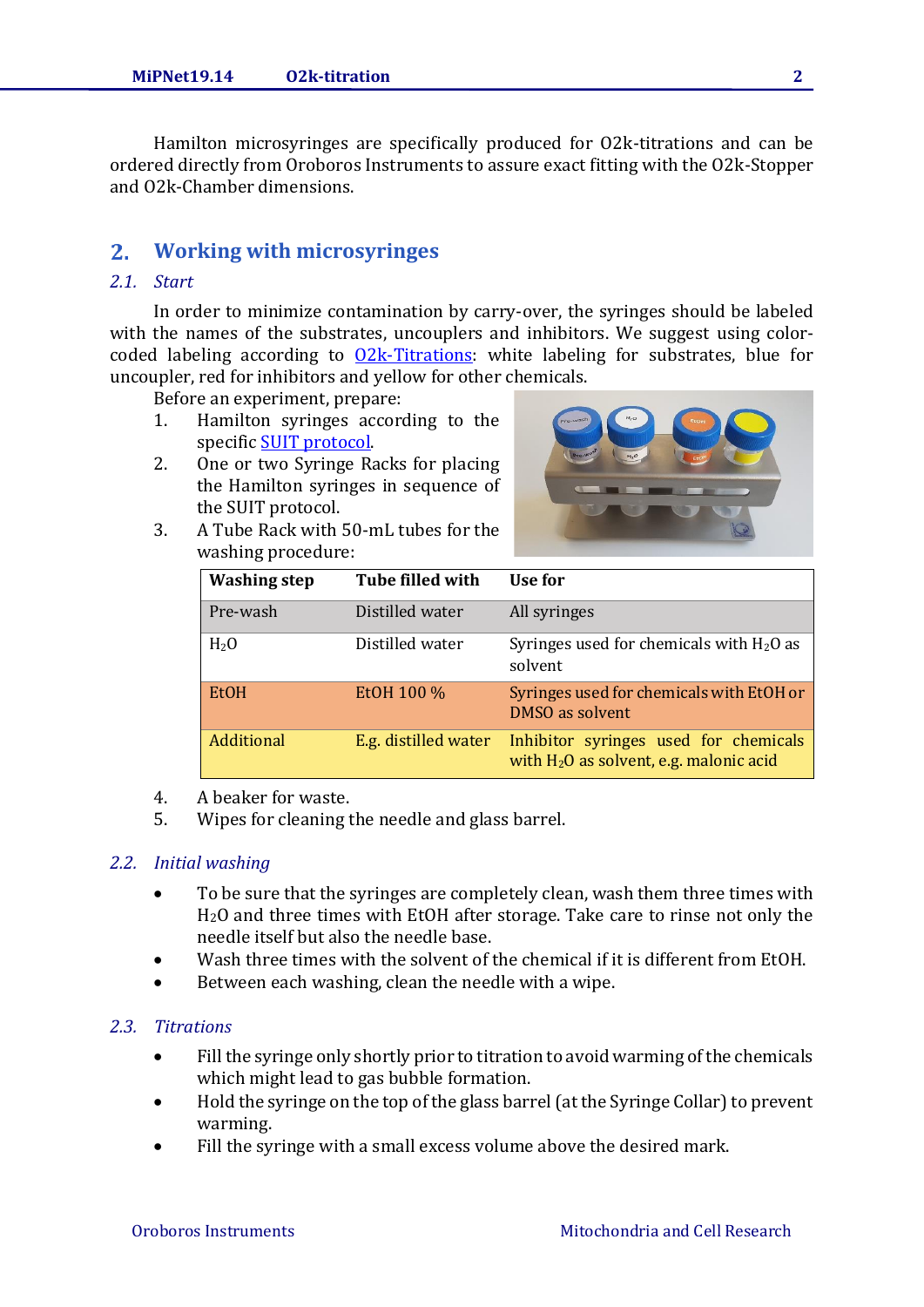Hamilton microsyringes are specifically produced for O2k-titrations and can be ordered directly from Oroboros Instruments to assure exact fitting with the O2k-Stopper and O2k-Chamber dimensions.

## 2. Working with microsyringes

### *2.1. Start*

In order to minimize contamination by carry-over, the syringes should be labeled with the names of the substrates, uncouplers and inhibitors. We suggest using color-coded labeling according to [O2k-Titrations](): white labeling for substrates, blue for uncoupler, red for inhibitors and yellow for other chemicals.

Before an experiment, prepare:

1. Hamilton syringes according to the specific [SUIT protocol]().
2. One or two Syringe Racks for placing the Hamilton syringes in sequence of the SUIT protocol.
3. A Tube Rack with 50-mL tubes for the washing procedure:

| Washing step | Tube filled with | Use for |
|---|---|---|
| Pre-wash | Distilled water | All syringes |
| $H_2O$ | Distilled water | Syringes used for chemicals with $H_2O$ as solvent |
| EtOH | EtOH 100 % | Syringes used for chemicals with EtOH or DMSO as solvent |
| Additional | E.g. distilled water | Inhibitor syringes used for chemicals with $H_2O$ as solvent, e.g. malonic acid |

4. A beaker for waste.
5. Wipes for cleaning the needle and glass barrel.

### *2.2. Initial washing*

- To be sure that the syringes are completely clean, wash them three times with $H_2O$ and three times with EtOH after storage. Take care to rinse not only the needle itself but also the needle base.
- Wash three times with the solvent of the chemical if it is different from EtOH.
- Between each washing, clean the needle with a wipe.

### *2.3. Titrations*

- Fill the syringe only shortly prior to titration to avoid warming of the chemicals which might lead to gas bubble formation.
- Hold the syringe on the top of the glass barrel (at the Syringe Collar) to prevent warming.
- Fill the syringe with a small excess volume above the desired mark.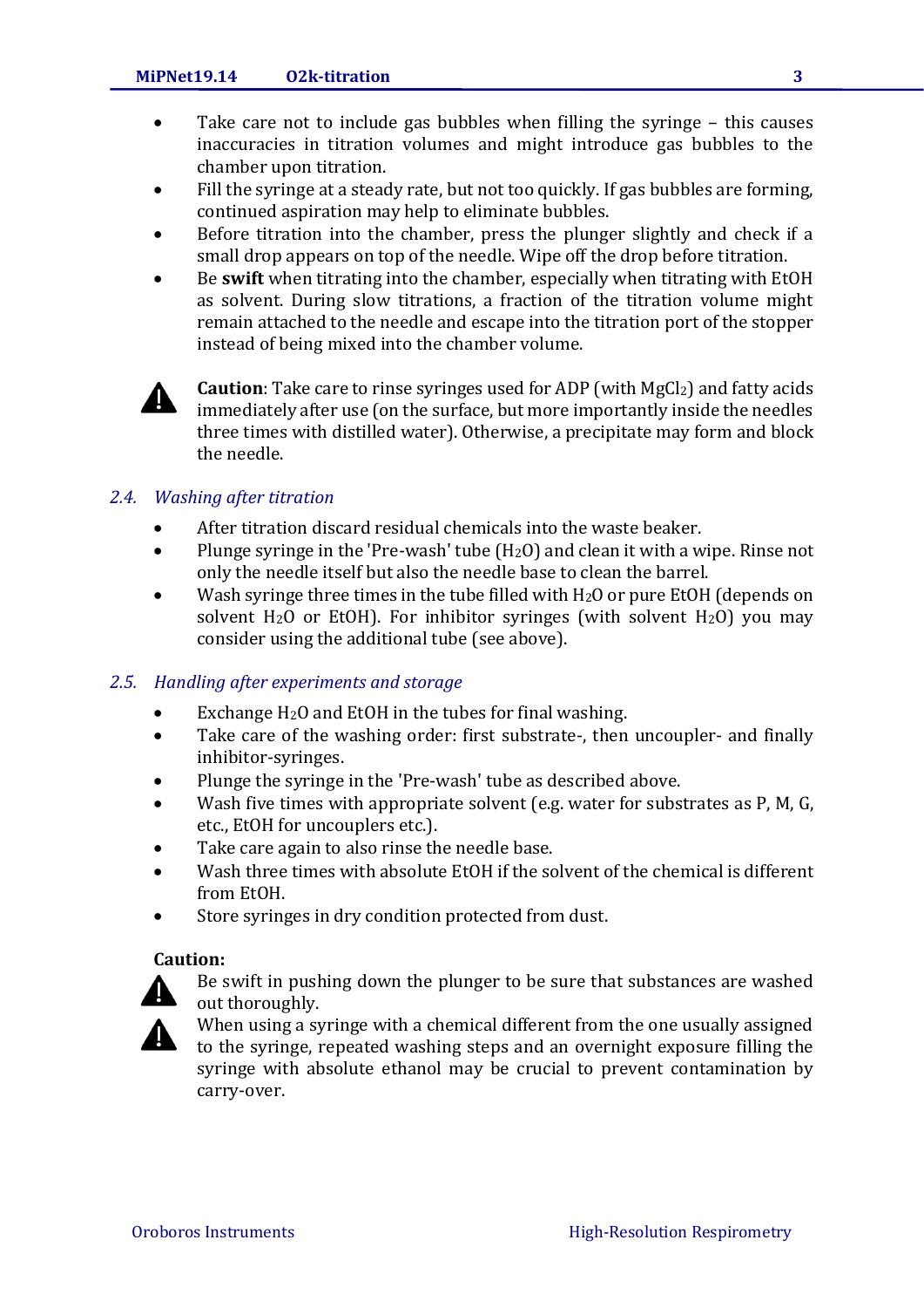- Take care not to include gas bubbles when filling the syringe – this causes inaccuracies in titration volumes and might introduce gas bubbles to the chamber upon titration.
- Fill the syringe at a steady rate, but not too quickly. If gas bubbles are forming, continued aspiration may help to eliminate bubbles.
- Before titration into the chamber, press the plunger slightly and check if a small drop appears on top of the needle. Wipe off the drop before titration.
- Be **swift** when titrating into the chamber, especially when titrating with EtOH as solvent. During slow titrations, a fraction of the titration volume might remain attached to the needle and escape into the titration port of the stopper instead of being mixed into the chamber volume.

⚠ **Caution**: Take care to rinse syringes used for ADP (with $MgCl_2$) and fatty acids immediately after use (on the surface, but more importantly inside the needles three times with distilled water). Otherwise, a precipitate may form and block the needle.

## 2.4. *Washing after titration*

- After titration discard residual chemicals into the waste beaker.
- Plunge syringe in the 'Pre-wash' tube ($H_2O$) and clean it with a wipe. Rinse not only the needle itself but also the needle base to clean the barrel.
- Wash syringe three times in the tube filled with $H_2O$ or pure EtOH (depends on solvent $H_2O$ or EtOH). For inhibitor syringes (with solvent $H_2O$) you may consider using the additional tube (see above).

## 2.5. *Handling after experiments and storage*

- Exchange $H_2O$ and EtOH in the tubes for final washing.
- Take care of the washing order: first substrate-, then uncoupler- and finally inhibitor-syringes.
- Plunge the syringe in the 'Pre-wash' tube as described above.
- Wash five times with appropriate solvent (e.g. water for substrates as P, M, G, etc., EtOH for uncouplers etc.).
- Take care again to also rinse the needle base.
- Wash three times with absolute EtOH if the solvent of the chemical is different from EtOH.
- Store syringes in dry condition protected from dust.

**Caution:**

⚠ Be swift in pushing down the plunger to be sure that substances are washed out thoroughly.

⚠ When using a syringe with a chemical different from the one usually assigned to the syringe, repeated washing steps and an overnight exposure filling the syringe with absolute ethanol may be crucial to prevent contamination by carry-over.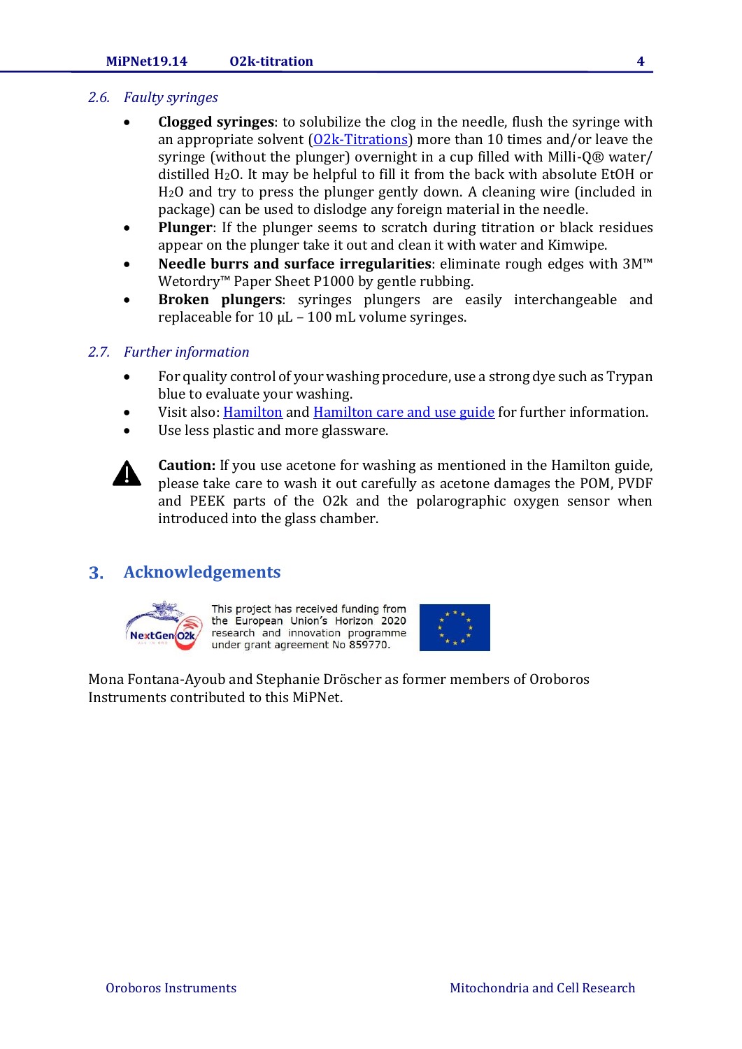### 2.6. *Faulty syringes*

- **Clogged syringes**: to solubilize the clog in the needle, flush the syringe with an appropriate solvent (O2k-Titrations) more than 10 times and/or leave the syringe (without the plunger) overnight in a cup filled with Milli-Q® water/ distilled $H_2O$. It may be helpful to fill it from the back with absolute EtOH or $H_2O$ and try to press the plunger gently down. A cleaning wire (included in package) can be used to dislodge any foreign material in the needle.
- **Plunger**: If the plunger seems to scratch during titration or black residues appear on the plunger take it out and clean it with water and Kimwipe.
- **Needle burrs and surface irregularities**: eliminate rough edges with 3M™ Wetordry™ Paper Sheet P1000 by gentle rubbing.
- **Broken plungers**: syringes plungers are easily interchangeable and replaceable for 10 µL – 100 mL volume syringes.

### 2.7. *Further information*

- For quality control of your washing procedure, use a strong dye such as Trypan blue to evaluate your washing.
- Visit also: Hamilton and Hamilton care and use guide for further information.
- Use less plastic and more glassware.

**Caution:** If you use acetone for washing as mentioned in the Hamilton guide, please take care to wash it out carefully as acetone damages the POM, PVDF and PEEK parts of the O2k and the polarographic oxygen sensor when introduced into the glass chamber.

## 3. Acknowledgements

This project has received funding from the European Union's Horizon 2020 research and innovation programme under grant agreement No 859770.

Mona Fontana-Ayoub and Stephanie Dröscher as former members of Oroboros Instruments contributed to this MiPNet.